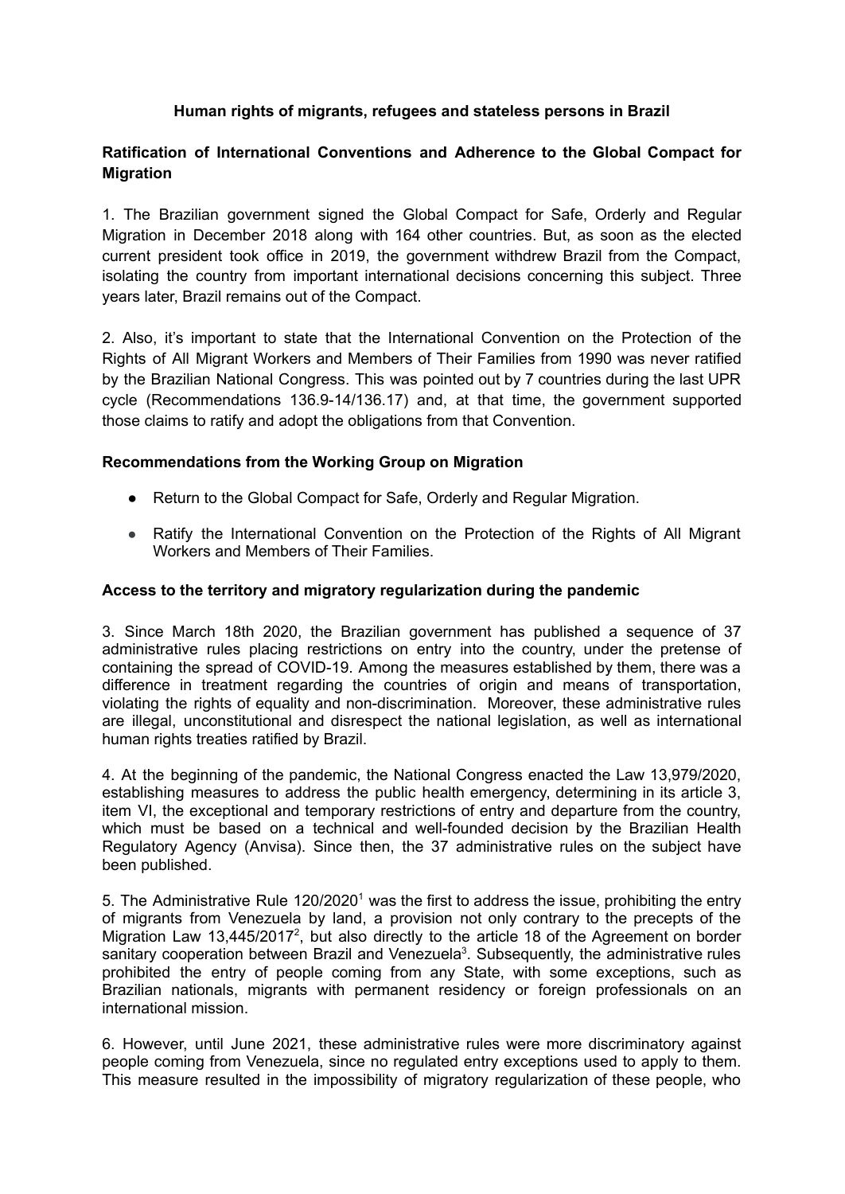# Human rights of migrants, refugees and stateless persons in Brazil

## Ratification of International Conventions and Adherence to the Global Compact for Migration

1. The Brazilian government signed the Global Compact for Safe, Orderly and Regular Migration in December 2018 along with 164 other countries. But, as soon as the elected current president took office in 2019, the government withdrew Brazil from the Compact, isolating the country from important international decisions concerning this subject. Three years later, Brazil remains out of the Compact.

2. Also, it's important to state that the International Convention on the Protection of the Rights of All Migrant Workers and Members of Their Families from 1990 was never ratified by the Brazilian National Congress. This was pointed out by 7 countries during the last UPR cycle (Recommendations 136.9-14/136.17) and, at that time, the government supported those claims to ratify and adopt the obligations from that Convention.

## Recommendations from the Working Group on Migration

- Return to the Global Compact for Safe, Orderly and Regular Migration.
- Ratify the International Convention on the Protection of the Rights of All Migrant Workers and Members of Their Families.

## Access to the territory and migratory regularization during the pandemic

3. Since March 18th 2020, the Brazilian government has published a sequence of 37 administrative rules placing restrictions on entry into the country, under the pretense of containing the spread of COVID-19. Among the measures established by them, there was a difference in treatment regarding the countries of origin and means of transportation, violating the rights of equality and non-discrimination. Moreover, these administrative rules are illegal, unconstitutional and disrespect the national legislation, as well as international human rights treaties ratified by Brazil.

4. At the beginning of the pandemic, the National Congress enacted the Law 13,979/2020, establishing measures to address the public health emergency, determining in its article 3, item VI, the exceptional and temporary restrictions of entry and departure from the country, which must be based on a technical and well-founded decision by the Brazilian Health Regulatory Agency (Anvisa). Since then, the 37 administrative rules on the subject have been published.

5. The Administrative Rule 120/2020[1] was the first to address the issue, prohibiting the entry of migrants from Venezuela by land, a provision not only contrary to the precepts of the Migration Law 13,445/2017[2], but also directly to the article 18 of the Agreement on border sanitary cooperation between Brazil and Venezuela[3]. Subsequently, the administrative rules prohibited the entry of people coming from any State, with some exceptions, such as Brazilian nationals, migrants with permanent residency or foreign professionals on an international mission.

6. However, until June 2021, these administrative rules were more discriminatory against people coming from Venezuela, since no regulated entry exceptions used to apply to them. This measure resulted in the impossibility of migratory regularization of these people, who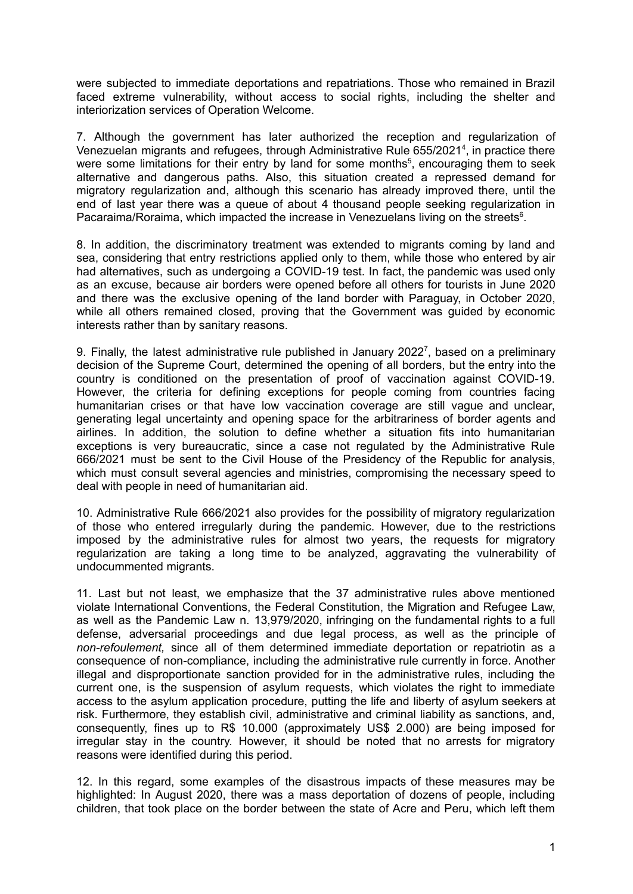were subjected to immediate deportations and repatriations. Those who remained in Brazil faced extreme vulnerability, without access to social rights, including the shelter and interiorization services of Operation Welcome.

7. Although the government has later authorized the reception and regularization of Venezuelan migrants and refugees, through Administrative Rule 655/2021[4], in practice there were some limitations for their entry by land for some months[5], encouraging them to seek alternative and dangerous paths. Also, this situation created a repressed demand for migratory regularization and, although this scenario has already improved there, until the end of last year there was a queue of about 4 thousand people seeking regularization in Pacaraima/Roraima, which impacted the increase in Venezuelans living on the streets[6].

8. In addition, the discriminatory treatment was extended to migrants coming by land and sea, considering that entry restrictions applied only to them, while those who entered by air had alternatives, such as undergoing a COVID-19 test. In fact, the pandemic was used only as an excuse, because air borders were opened before all others for tourists in June 2020 and there was the exclusive opening of the land border with Paraguay, in October 2020, while all others remained closed, proving that the Government was guided by economic interests rather than by sanitary reasons.

9. Finally, the latest administrative rule published in January 2022[7], based on a preliminary decision of the Supreme Court, determined the opening of all borders, but the entry into the country is conditioned on the presentation of proof of vaccination against COVID-19. However, the criteria for defining exceptions for people coming from countries facing humanitarian crises or that have low vaccination coverage are still vague and unclear, generating legal uncertainty and opening space for the arbitrariness of border agents and airlines. In addition, the solution to define whether a situation fits into humanitarian exceptions is very bureaucratic, since a case not regulated by the Administrative Rule 666/2021 must be sent to the Civil House of the Presidency of the Republic for analysis, which must consult several agencies and ministries, compromising the necessary speed to deal with people in need of humanitarian aid.

10. Administrative Rule 666/2021 also provides for the possibility of migratory regularization of those who entered irregularly during the pandemic. However, due to the restrictions imposed by the administrative rules for almost two years, the requests for migratory regularization are taking a long time to be analyzed, aggravating the vulnerability of undocummented migrants.

11. Last but not least, we emphasize that the 37 administrative rules above mentioned violate International Conventions, the Federal Constitution, the Migration and Refugee Law, as well as the Pandemic Law n. 13,979/2020, infringing on the fundamental rights to a full defense, adversarial proceedings and due legal process, as well as the principle of *non-refoulement,* since all of them determined immediate deportation or repatriotin as a consequence of non-compliance, including the administrative rule currently in force. Another illegal and disproportionate sanction provided for in the administrative rules, including the current one, is the suspension of asylum requests, which violates the right to immediate access to the asylum application procedure, putting the life and liberty of asylum seekers at risk. Furthermore, they establish civil, administrative and criminal liability as sanctions, and, consequently, fines up to R$ 10.000 (approximately US$ 2.000) are being imposed for irregular stay in the country. However, it should be noted that no arrests for migratory reasons were identified during this period.

12. In this regard, some examples of the disastrous impacts of these measures may be highlighted: In August 2020, there was a mass deportation of dozens of people, including children, that took place on the border between the state of Acre and Peru, which left them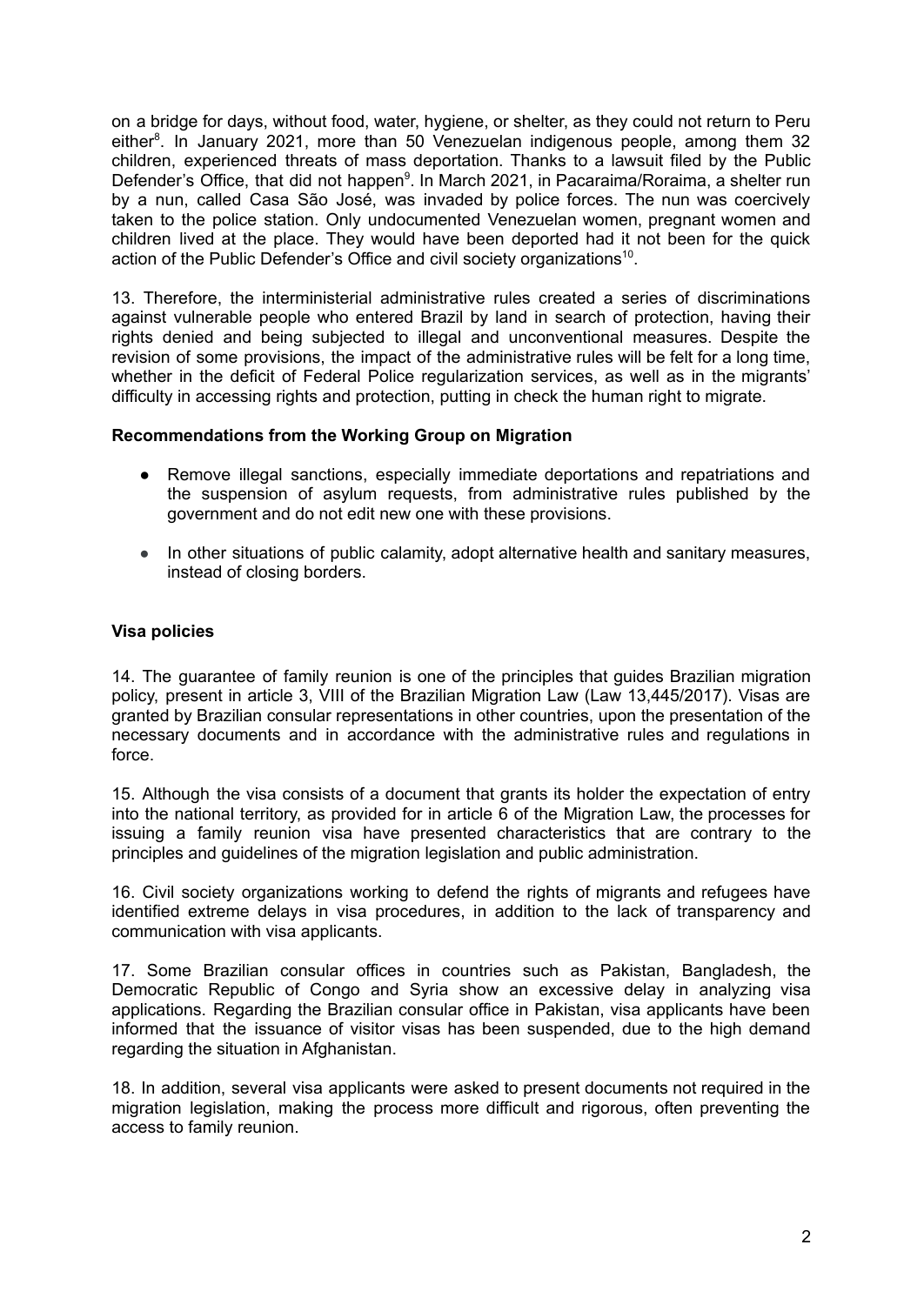on a bridge for days, without food, water, hygiene, or shelter, as they could not return to Peru either[8]. In January 2021, more than 50 Venezuelan indigenous people, among them 32 children, experienced threats of mass deportation. Thanks to a lawsuit filed by the Public Defender's Office, that did not happen[9]. In March 2021, in Pacaraima/Roraima, a shelter run by a nun, called Casa São José, was invaded by police forces. The nun was coercively taken to the police station. Only undocumented Venezuelan women, pregnant women and children lived at the place. They would have been deported had it not been for the quick action of the Public Defender's Office and civil society organizations[10].

13. Therefore, the interministerial administrative rules created a series of discriminations against vulnerable people who entered Brazil by land in search of protection, having their rights denied and being subjected to illegal and unconventional measures. Despite the revision of some provisions, the impact of the administrative rules will be felt for a long time, whether in the deficit of Federal Police regularization services, as well as in the migrants' difficulty in accessing rights and protection, putting in check the human right to migrate.

**Recommendations from the Working Group on Migration**

- Remove illegal sanctions, especially immediate deportations and repatriations and the suspension of asylum requests, from administrative rules published by the government and do not edit new one with these provisions.
- In other situations of public calamity, adopt alternative health and sanitary measures, instead of closing borders.

**Visa policies**

14. The guarantee of family reunion is one of the principles that guides Brazilian migration policy, present in article 3, VIII of the Brazilian Migration Law (Law 13,445/2017). Visas are granted by Brazilian consular representations in other countries, upon the presentation of the necessary documents and in accordance with the administrative rules and regulations in force.

15. Although the visa consists of a document that grants its holder the expectation of entry into the national territory, as provided for in article 6 of the Migration Law, the processes for issuing a family reunion visa have presented characteristics that are contrary to the principles and guidelines of the migration legislation and public administration.

16. Civil society organizations working to defend the rights of migrants and refugees have identified extreme delays in visa procedures, in addition to the lack of transparency and communication with visa applicants.

17. Some Brazilian consular offices in countries such as Pakistan, Bangladesh, the Democratic Republic of Congo and Syria show an excessive delay in analyzing visa applications. Regarding the Brazilian consular office in Pakistan, visa applicants have been informed that the issuance of visitor visas has been suspended, due to the high demand regarding the situation in Afghanistan.

18. In addition, several visa applicants were asked to present documents not required in the migration legislation, making the process more difficult and rigorous, often preventing the access to family reunion.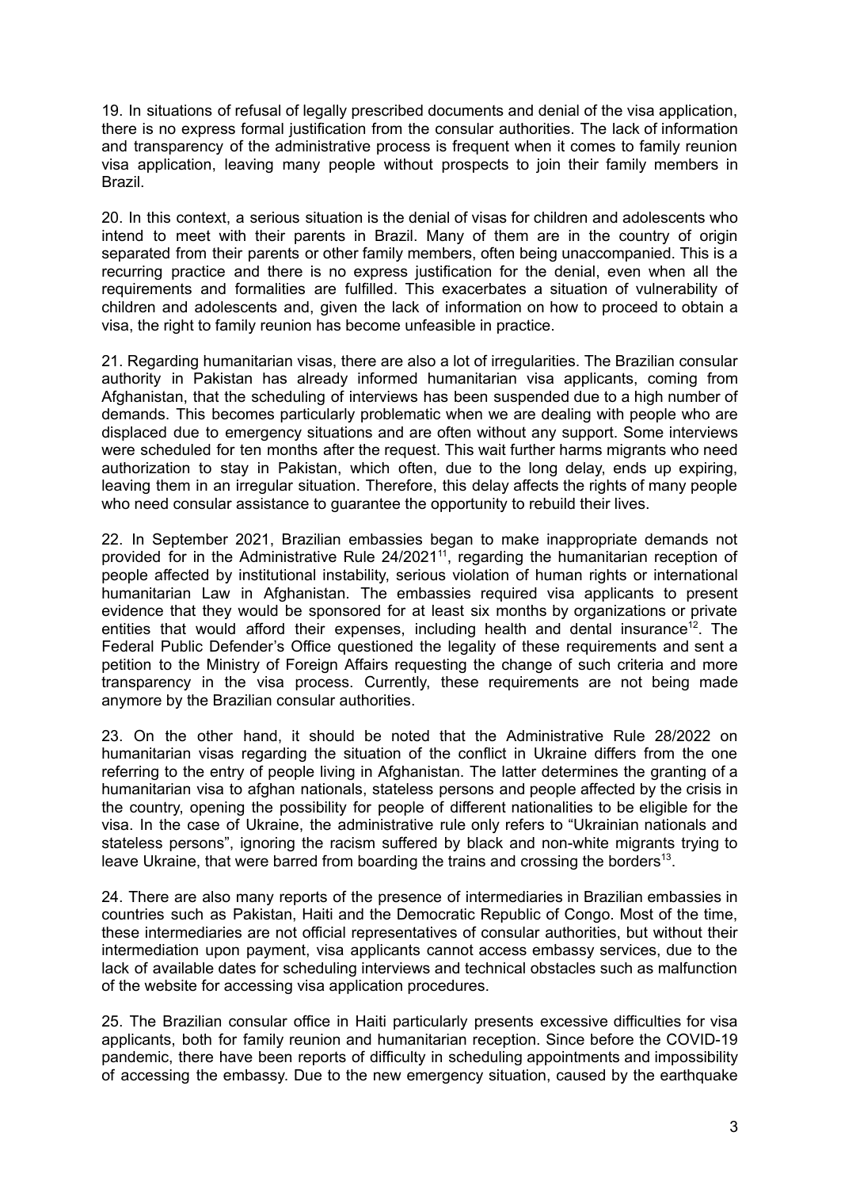19. In situations of refusal of legally prescribed documents and denial of the visa application, there is no express formal justification from the consular authorities. The lack of information and transparency of the administrative process is frequent when it comes to family reunion visa application, leaving many people without prospects to join their family members in Brazil.

20. In this context, a serious situation is the denial of visas for children and adolescents who intend to meet with their parents in Brazil. Many of them are in the country of origin separated from their parents or other family members, often being unaccompanied. This is a recurring practice and there is no express justification for the denial, even when all the requirements and formalities are fulfilled. This exacerbates a situation of vulnerability of children and adolescents and, given the lack of information on how to proceed to obtain a visa, the right to family reunion has become unfeasible in practice.

21. Regarding humanitarian visas, there are also a lot of irregularities. The Brazilian consular authority in Pakistan has already informed humanitarian visa applicants, coming from Afghanistan, that the scheduling of interviews has been suspended due to a high number of demands. This becomes particularly problematic when we are dealing with people who are displaced due to emergency situations and are often without any support. Some interviews were scheduled for ten months after the request. This wait further harms migrants who need authorization to stay in Pakistan, which often, due to the long delay, ends up expiring, leaving them in an irregular situation. Therefore, this delay affects the rights of many people who need consular assistance to guarantee the opportunity to rebuild their lives.

22. In September 2021, Brazilian embassies began to make inappropriate demands not provided for in the Administrative Rule 24/2021[11], regarding the humanitarian reception of people affected by institutional instability, serious violation of human rights or international humanitarian Law in Afghanistan. The embassies required visa applicants to present evidence that they would be sponsored for at least six months by organizations or private entities that would afford their expenses, including health and dental insurance[12]. The Federal Public Defender's Office questioned the legality of these requirements and sent a petition to the Ministry of Foreign Affairs requesting the change of such criteria and more transparency in the visa process. Currently, these requirements are not being made anymore by the Brazilian consular authorities.

23. On the other hand, it should be noted that the Administrative Rule 28/2022 on humanitarian visas regarding the situation of the conflict in Ukraine differs from the one referring to the entry of people living in Afghanistan. The latter determines the granting of a humanitarian visa to afghan nationals, stateless persons and people affected by the crisis in the country, opening the possibility for people of different nationalities to be eligible for the visa. In the case of Ukraine, the administrative rule only refers to "Ukrainian nationals and stateless persons", ignoring the racism suffered by black and non-white migrants trying to leave Ukraine, that were barred from boarding the trains and crossing the borders[13].

24. There are also many reports of the presence of intermediaries in Brazilian embassies in countries such as Pakistan, Haiti and the Democratic Republic of Congo. Most of the time, these intermediaries are not official representatives of consular authorities, but without their intermediation upon payment, visa applicants cannot access embassy services, due to the lack of available dates for scheduling interviews and technical obstacles such as malfunction of the website for accessing visa application procedures.

25. The Brazilian consular office in Haiti particularly presents excessive difficulties for visa applicants, both for family reunion and humanitarian reception. Since before the COVID-19 pandemic, there have been reports of difficulty in scheduling appointments and impossibility of accessing the embassy. Due to the new emergency situation, caused by the earthquake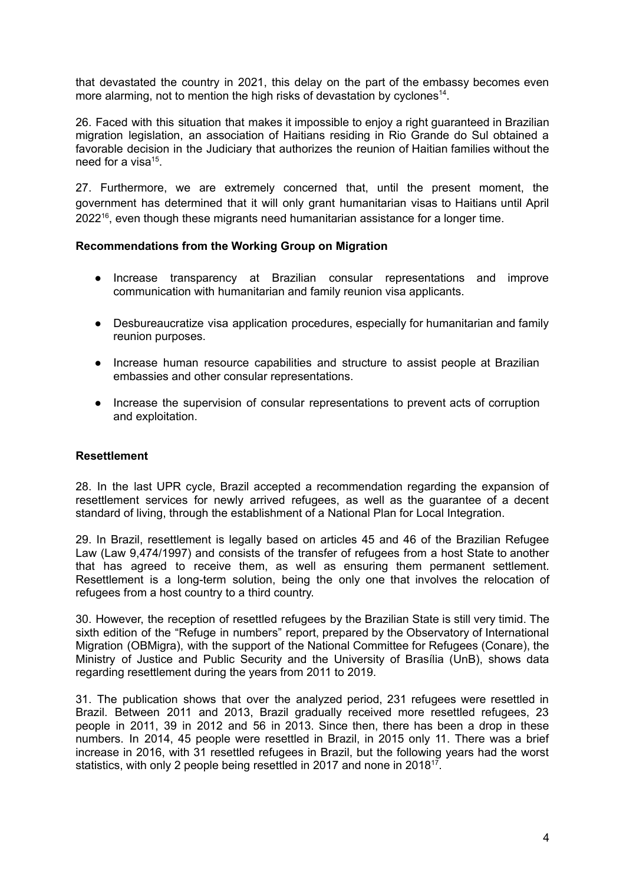that devastated the country in 2021, this delay on the part of the embassy becomes even more alarming, not to mention the high risks of devastation by cyclones[14].

26. Faced with this situation that makes it impossible to enjoy a right guaranteed in Brazilian migration legislation, an association of Haitians residing in Rio Grande do Sul obtained a favorable decision in the Judiciary that authorizes the reunion of Haitian families without the need for a visa[15].

27. Furthermore, we are extremely concerned that, until the present moment, the government has determined that it will only grant humanitarian visas to Haitians until April 2022[16], even though these migrants need humanitarian assistance for a longer time.

**Recommendations from the Working Group on Migration**

- Increase transparency at Brazilian consular representations and improve communication with humanitarian and family reunion visa applicants.
- Desbureaucratize visa application procedures, especially for humanitarian and family reunion purposes.
- Increase human resource capabilities and structure to assist people at Brazilian embassies and other consular representations.
- Increase the supervision of consular representations to prevent acts of corruption and exploitation.

**Resettlement**

28. In the last UPR cycle, Brazil accepted a recommendation regarding the expansion of resettlement services for newly arrived refugees, as well as the guarantee of a decent standard of living, through the establishment of a National Plan for Local Integration.

29. In Brazil, resettlement is legally based on articles 45 and 46 of the Brazilian Refugee Law (Law 9,474/1997) and consists of the transfer of refugees from a host State to another that has agreed to receive them, as well as ensuring them permanent settlement. Resettlement is a long-term solution, being the only one that involves the relocation of refugees from a host country to a third country.

30. However, the reception of resettled refugees by the Brazilian State is still very timid. The sixth edition of the "Refuge in numbers" report, prepared by the Observatory of International Migration (OBMigra), with the support of the National Committee for Refugees (Conare), the Ministry of Justice and Public Security and the University of Brasília (UnB), shows data regarding resettlement during the years from 2011 to 2019.

31. The publication shows that over the analyzed period, 231 refugees were resettled in Brazil. Between 2011 and 2013, Brazil gradually received more resettled refugees, 23 people in 2011, 39 in 2012 and 56 in 2013. Since then, there has been a drop in these numbers. In 2014, 45 people were resettled in Brazil, in 2015 only 11. There was a brief increase in 2016, with 31 resettled refugees in Brazil, but the following years had the worst statistics, with only 2 people being resettled in 2017 and none in 2018[17].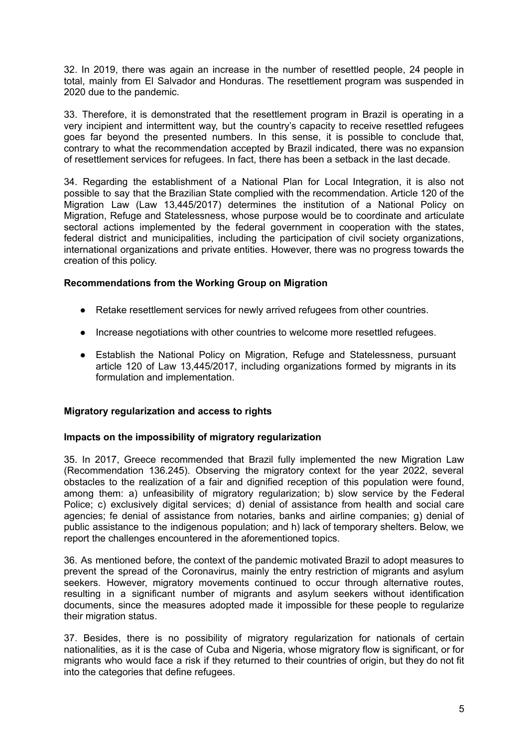32. In 2019, there was again an increase in the number of resettled people, 24 people in total, mainly from El Salvador and Honduras. The resettlement program was suspended in 2020 due to the pandemic.

33. Therefore, it is demonstrated that the resettlement program in Brazil is operating in a very incipient and intermittent way, but the country's capacity to receive resettled refugees goes far beyond the presented numbers. In this sense, it is possible to conclude that, contrary to what the recommendation accepted by Brazil indicated, there was no expansion of resettlement services for refugees. In fact, there has been a setback in the last decade.

34. Regarding the establishment of a National Plan for Local Integration, it is also not possible to say that the Brazilian State complied with the recommendation. Article 120 of the Migration Law (Law 13,445/2017) determines the institution of a National Policy on Migration, Refuge and Statelessness, whose purpose would be to coordinate and articulate sectoral actions implemented by the federal government in cooperation with the states, federal district and municipalities, including the participation of civil society organizations, international organizations and private entities. However, there was no progress towards the creation of this policy.

**Recommendations from the Working Group on Migration**

- Retake resettlement services for newly arrived refugees from other countries.
- Increase negotiations with other countries to welcome more resettled refugees.
- Establish the National Policy on Migration, Refuge and Statelessness, pursuant article 120 of Law 13,445/2017, including organizations formed by migrants in its formulation and implementation.

**Migratory regularization and access to rights**

**Impacts on the impossibility of migratory regularization**

35. In 2017, Greece recommended that Brazil fully implemented the new Migration Law (Recommendation 136.245). Observing the migratory context for the year 2022, several obstacles to the realization of a fair and dignified reception of this population were found, among them: a) unfeasibility of migratory regularization; b) slow service by the Federal Police; c) exclusively digital services; d) denial of assistance from health and social care agencies; fe denial of assistance from notaries, banks and airline companies; g) denial of public assistance to the indigenous population; and h) lack of temporary shelters. Below, we report the challenges encountered in the aforementioned topics.

36. As mentioned before, the context of the pandemic motivated Brazil to adopt measures to prevent the spread of the Coronavirus, mainly the entry restriction of migrants and asylum seekers. However, migratory movements continued to occur through alternative routes, resulting in a significant number of migrants and asylum seekers without identification documents, since the measures adopted made it impossible for these people to regularize their migration status.

37. Besides, there is no possibility of migratory regularization for nationals of certain nationalities, as it is the case of Cuba and Nigeria, whose migratory flow is significant, or for migrants who would face a risk if they returned to their countries of origin, but they do not fit into the categories that define refugees.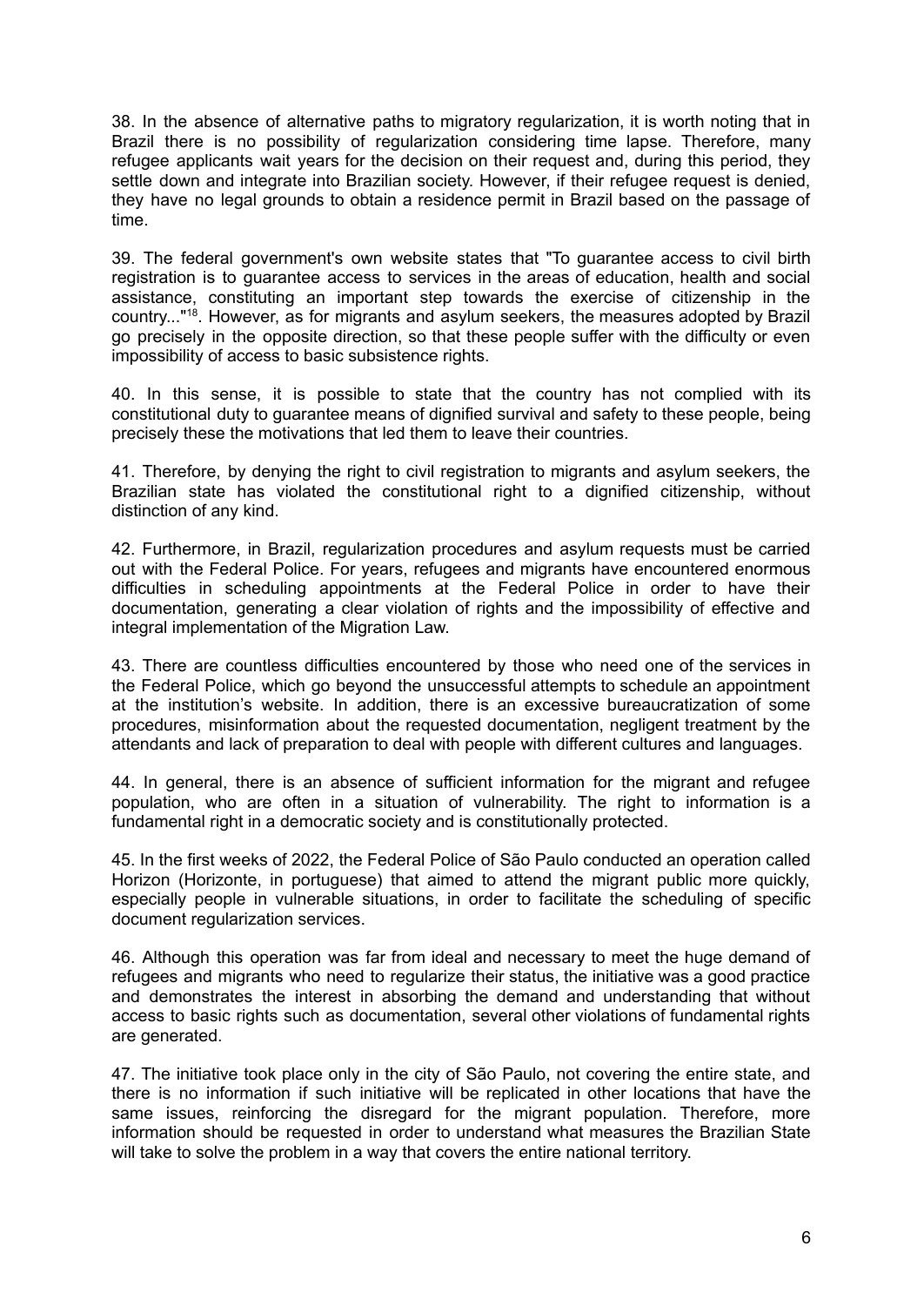38. In the absence of alternative paths to migratory regularization, it is worth noting that in Brazil there is no possibility of regularization considering time lapse. Therefore, many refugee applicants wait years for the decision on their request and, during this period, they settle down and integrate into Brazilian society. However, if their refugee request is denied, they have no legal grounds to obtain a residence permit in Brazil based on the passage of time.

39. The federal government's own website states that "To guarantee access to civil birth registration is to guarantee access to services in the areas of education, health and social assistance, constituting an important step towards the exercise of citizenship in the country..."[18]. However, as for migrants and asylum seekers, the measures adopted by Brazil go precisely in the opposite direction, so that these people suffer with the difficulty or even impossibility of access to basic subsistence rights.

40. In this sense, it is possible to state that the country has not complied with its constitutional duty to guarantee means of dignified survival and safety to these people, being precisely these the motivations that led them to leave their countries.

41. Therefore, by denying the right to civil registration to migrants and asylum seekers, the Brazilian state has violated the constitutional right to a dignified citizenship, without distinction of any kind.

42. Furthermore, in Brazil, regularization procedures and asylum requests must be carried out with the Federal Police. For years, refugees and migrants have encountered enormous difficulties in scheduling appointments at the Federal Police in order to have their documentation, generating a clear violation of rights and the impossibility of effective and integral implementation of the Migration Law.

43. There are countless difficulties encountered by those who need one of the services in the Federal Police, which go beyond the unsuccessful attempts to schedule an appointment at the institution's website. In addition, there is an excessive bureaucratization of some procedures, misinformation about the requested documentation, negligent treatment by the attendants and lack of preparation to deal with people with different cultures and languages.

44. In general, there is an absence of sufficient information for the migrant and refugee population, who are often in a situation of vulnerability. The right to information is a fundamental right in a democratic society and is constitutionally protected.

45. In the first weeks of 2022, the Federal Police of São Paulo conducted an operation called Horizon (Horizonte, in portuguese) that aimed to attend the migrant public more quickly, especially people in vulnerable situations, in order to facilitate the scheduling of specific document regularization services.

46. Although this operation was far from ideal and necessary to meet the huge demand of refugees and migrants who need to regularize their status, the initiative was a good practice and demonstrates the interest in absorbing the demand and understanding that without access to basic rights such as documentation, several other violations of fundamental rights are generated.

47. The initiative took place only in the city of São Paulo, not covering the entire state, and there is no information if such initiative will be replicated in other locations that have the same issues, reinforcing the disregard for the migrant population. Therefore, more information should be requested in order to understand what measures the Brazilian State will take to solve the problem in a way that covers the entire national territory.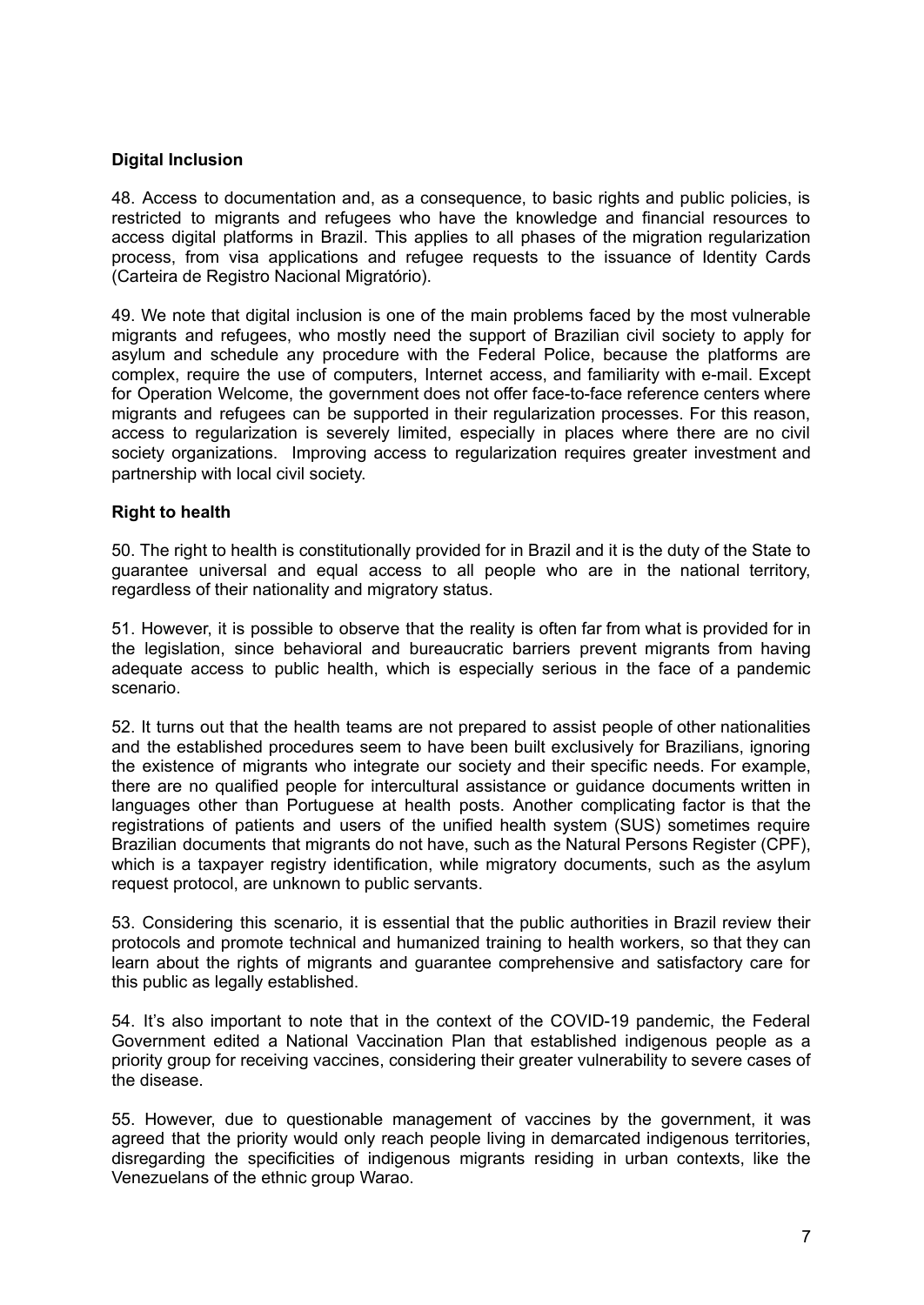**Digital Inclusion**

48. Access to documentation and, as a consequence, to basic rights and public policies, is restricted to migrants and refugees who have the knowledge and financial resources to access digital platforms in Brazil. This applies to all phases of the migration regularization process, from visa applications and refugee requests to the issuance of Identity Cards (Carteira de Registro Nacional Migratório).

49. We note that digital inclusion is one of the main problems faced by the most vulnerable migrants and refugees, who mostly need the support of Brazilian civil society to apply for asylum and schedule any procedure with the Federal Police, because the platforms are complex, require the use of computers, Internet access, and familiarity with e-mail. Except for Operation Welcome, the government does not offer face-to-face reference centers where migrants and refugees can be supported in their regularization processes. For this reason, access to regularization is severely limited, especially in places where there are no civil society organizations. Improving access to regularization requires greater investment and partnership with local civil society.

**Right to health**

50. The right to health is constitutionally provided for in Brazil and it is the duty of the State to guarantee universal and equal access to all people who are in the national territory, regardless of their nationality and migratory status.

51. However, it is possible to observe that the reality is often far from what is provided for in the legislation, since behavioral and bureaucratic barriers prevent migrants from having adequate access to public health, which is especially serious in the face of a pandemic scenario.

52. It turns out that the health teams are not prepared to assist people of other nationalities and the established procedures seem to have been built exclusively for Brazilians, ignoring the existence of migrants who integrate our society and their specific needs. For example, there are no qualified people for intercultural assistance or guidance documents written in languages other than Portuguese at health posts. Another complicating factor is that the registrations of patients and users of the unified health system (SUS) sometimes require Brazilian documents that migrants do not have, such as the Natural Persons Register (CPF), which is a taxpayer registry identification, while migratory documents, such as the asylum request protocol, are unknown to public servants.

53. Considering this scenario, it is essential that the public authorities in Brazil review their protocols and promote technical and humanized training to health workers, so that they can learn about the rights of migrants and guarantee comprehensive and satisfactory care for this public as legally established.

54. It's also important to note that in the context of the COVID-19 pandemic, the Federal Government edited a National Vaccination Plan that established indigenous people as a priority group for receiving vaccines, considering their greater vulnerability to severe cases of the disease.

55. However, due to questionable management of vaccines by the government, it was agreed that the priority would only reach people living in demarcated indigenous territories, disregarding the specificities of indigenous migrants residing in urban contexts, like the Venezuelans of the ethnic group Warao.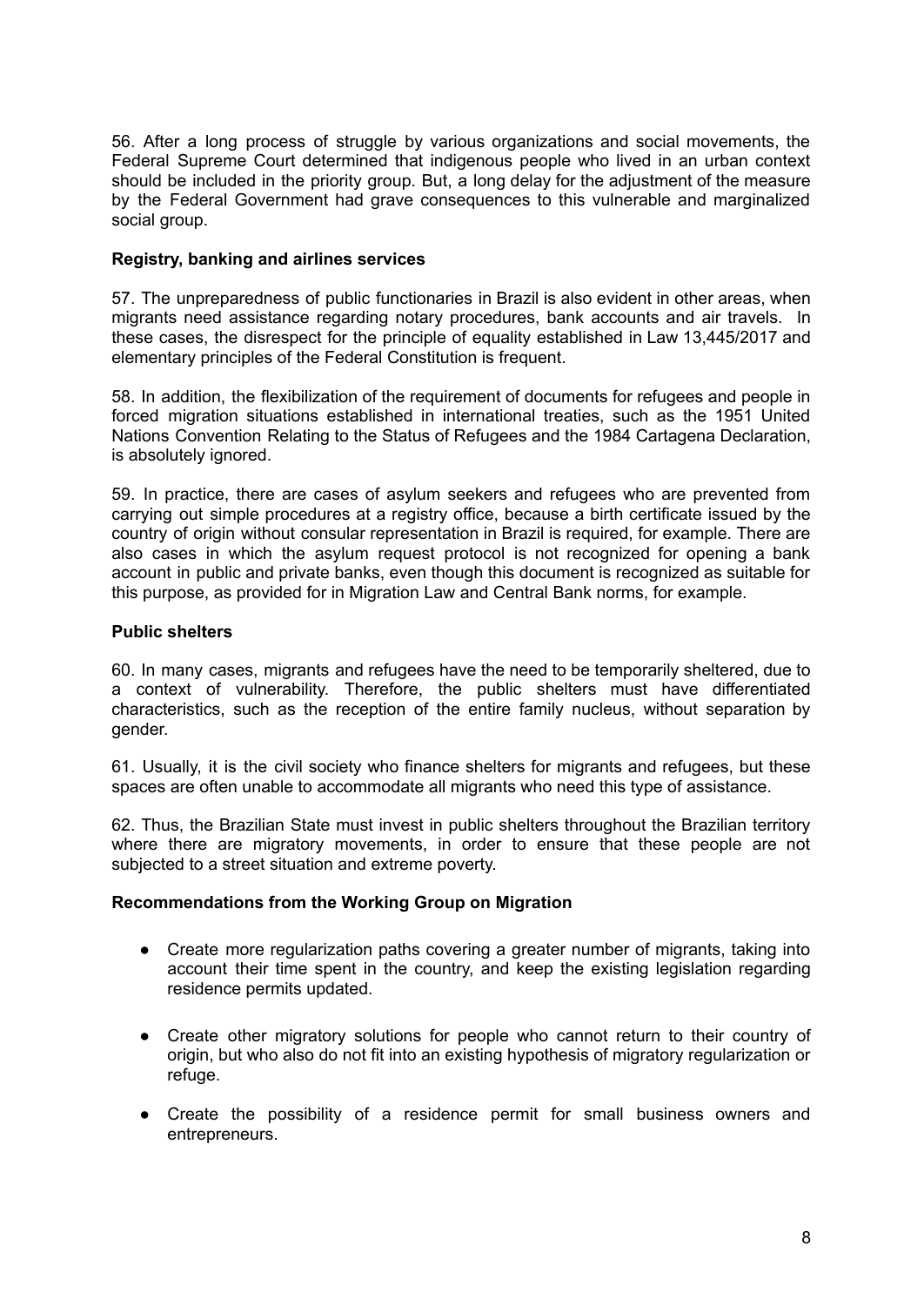56. After a long process of struggle by various organizations and social movements, the Federal Supreme Court determined that indigenous people who lived in an urban context should be included in the priority group. But, a long delay for the adjustment of the measure by the Federal Government had grave consequences to this vulnerable and marginalized social group.

**Registry, banking and airlines services**

57. The unpreparedness of public functionaries in Brazil is also evident in other areas, when migrants need assistance regarding notary procedures, bank accounts and air travels. In these cases, the disrespect for the principle of equality established in Law 13,445/2017 and elementary principles of the Federal Constitution is frequent.

58. In addition, the flexibilization of the requirement of documents for refugees and people in forced migration situations established in international treaties, such as the 1951 United Nations Convention Relating to the Status of Refugees and the 1984 Cartagena Declaration, is absolutely ignored.

59. In practice, there are cases of asylum seekers and refugees who are prevented from carrying out simple procedures at a registry office, because a birth certificate issued by the country of origin without consular representation in Brazil is required, for example. There are also cases in which the asylum request protocol is not recognized for opening a bank account in public and private banks, even though this document is recognized as suitable for this purpose, as provided for in Migration Law and Central Bank norms, for example.

**Public shelters**

60. In many cases, migrants and refugees have the need to be temporarily sheltered, due to a context of vulnerability. Therefore, the public shelters must have differentiated characteristics, such as the reception of the entire family nucleus, without separation by gender.

61. Usually, it is the civil society who finance shelters for migrants and refugees, but these spaces are often unable to accommodate all migrants who need this type of assistance.

62. Thus, the Brazilian State must invest in public shelters throughout the Brazilian territory where there are migratory movements, in order to ensure that these people are not subjected to a street situation and extreme poverty.

**Recommendations from the Working Group on Migration**

- Create more regularization paths covering a greater number of migrants, taking into account their time spent in the country, and keep the existing legislation regarding residence permits updated.
- Create other migratory solutions for people who cannot return to their country of origin, but who also do not fit into an existing hypothesis of migratory regularization or refuge.
- Create the possibility of a residence permit for small business owners and entrepreneurs.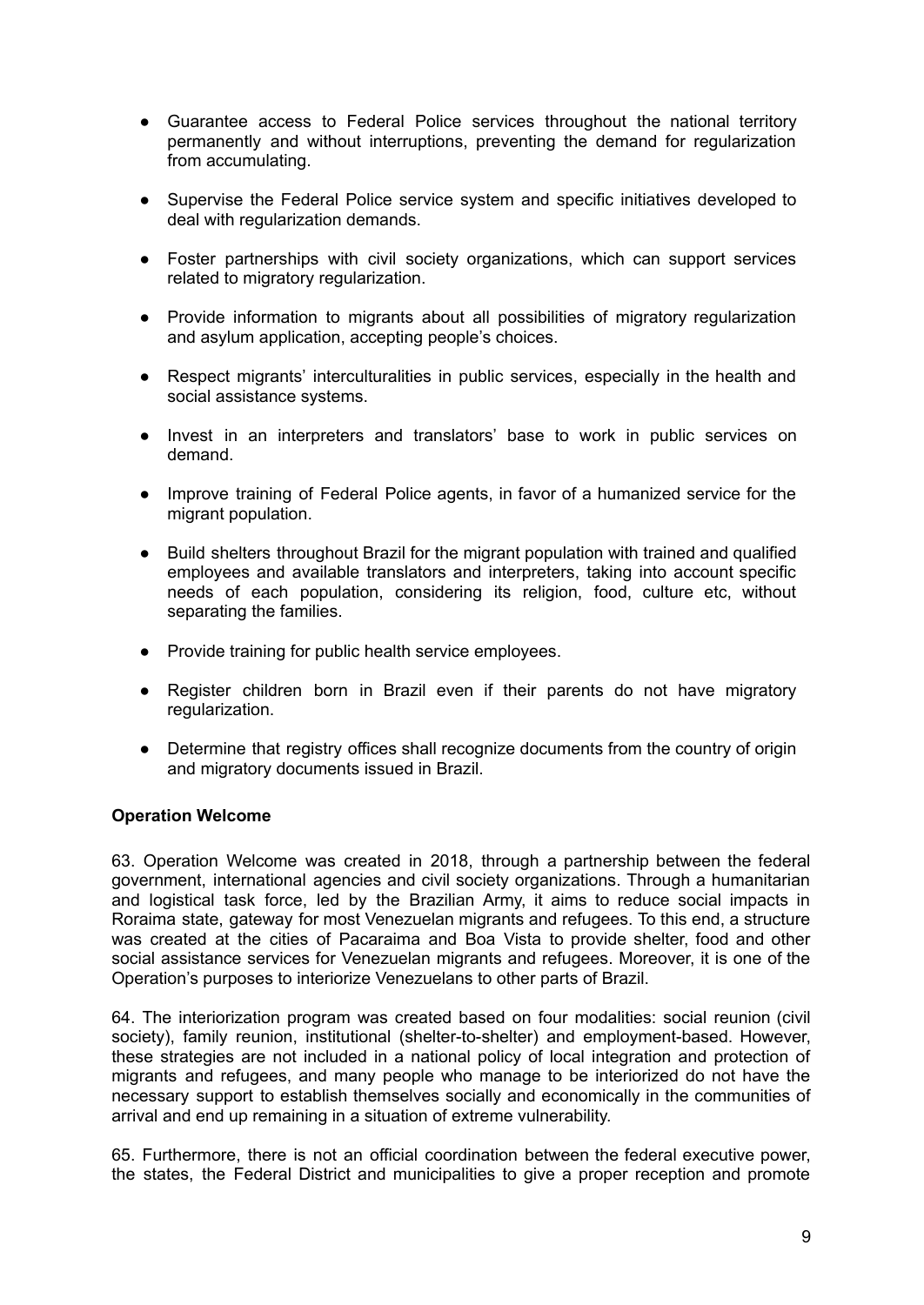- Guarantee access to Federal Police services throughout the national territory permanently and without interruptions, preventing the demand for regularization from accumulating.

- Supervise the Federal Police service system and specific initiatives developed to deal with regularization demands.

- Foster partnerships with civil society organizations, which can support services related to migratory regularization.

- Provide information to migrants about all possibilities of migratory regularization and asylum application, accepting people's choices.

- Respect migrants' interculturalities in public services, especially in the health and social assistance systems.

- Invest in an interpreters and translators' base to work in public services on demand.

- Improve training of Federal Police agents, in favor of a humanized service for the migrant population.

- Build shelters throughout Brazil for the migrant population with trained and qualified employees and available translators and interpreters, taking into account specific needs of each population, considering its religion, food, culture etc, without separating the families.

- Provide training for public health service employees.

- Register children born in Brazil even if their parents do not have migratory regularization.

- Determine that registry offices shall recognize documents from the country of origin and migratory documents issued in Brazil.

**Operation Welcome**

63. Operation Welcome was created in 2018, through a partnership between the federal government, international agencies and civil society organizations. Through a humanitarian and logistical task force, led by the Brazilian Army, it aims to reduce social impacts in Roraima state, gateway for most Venezuelan migrants and refugees. To this end, a structure was created at the cities of Pacaraima and Boa Vista to provide shelter, food and other social assistance services for Venezuelan migrants and refugees. Moreover, it is one of the Operation's purposes to interiorize Venezuelans to other parts of Brazil.

64. The interiorization program was created based on four modalities: social reunion (civil society), family reunion, institutional (shelter-to-shelter) and employment-based. However, these strategies are not included in a national policy of local integration and protection of migrants and refugees, and many people who manage to be interiorized do not have the necessary support to establish themselves socially and economically in the communities of arrival and end up remaining in a situation of extreme vulnerability.

65. Furthermore, there is not an official coordination between the federal executive power, the states, the Federal District and municipalities to give a proper reception and promote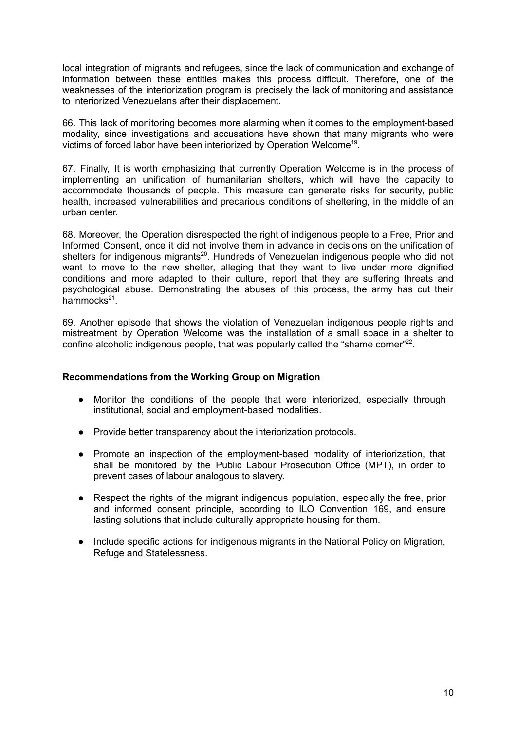local integration of migrants and refugees, since the lack of communication and exchange of information between these entities makes this process difficult. Therefore, one of the weaknesses of the interiorization program is precisely the lack of monitoring and assistance to interiorized Venezuelans after their displacement.

66. This lack of monitoring becomes more alarming when it comes to the employment-based modality, since investigations and accusations have shown that many migrants who were victims of forced labor have been interiorized by Operation Welcome[19].

67. Finally, It is worth emphasizing that currently Operation Welcome is in the process of implementing an unification of humanitarian shelters, which will have the capacity to accommodate thousands of people. This measure can generate risks for security, public health, increased vulnerabilities and precarious conditions of sheltering, in the middle of an urban center.

68. Moreover, the Operation disrespected the right of indigenous people to a Free, Prior and Informed Consent, once it did not involve them in advance in decisions on the unification of shelters for indigenous migrants[20]. Hundreds of Venezuelan indigenous people who did not want to move to the new shelter, alleging that they want to live under more dignified conditions and more adapted to their culture, report that they are suffering threats and psychological abuse. Demonstrating the abuses of this process, the army has cut their hammocks[21].

69. Another episode that shows the violation of Venezuelan indigenous people rights and mistreatment by Operation Welcome was the installation of a small space in a shelter to confine alcoholic indigenous people, that was popularly called the "shame corner"[22].

**Recommendations from the Working Group on Migration**

- Monitor the conditions of the people that were interiorized, especially through institutional, social and employment-based modalities.
- Provide better transparency about the interiorization protocols.
- Promote an inspection of the employment-based modality of interiorization, that shall be monitored by the Public Labour Prosecution Office (MPT), in order to prevent cases of labour analogous to slavery.
- Respect the rights of the migrant indigenous population, especially the free, prior and informed consent principle, according to ILO Convention 169, and ensure lasting solutions that include culturally appropriate housing for them.
- Include specific actions for indigenous migrants in the National Policy on Migration, Refuge and Statelessness.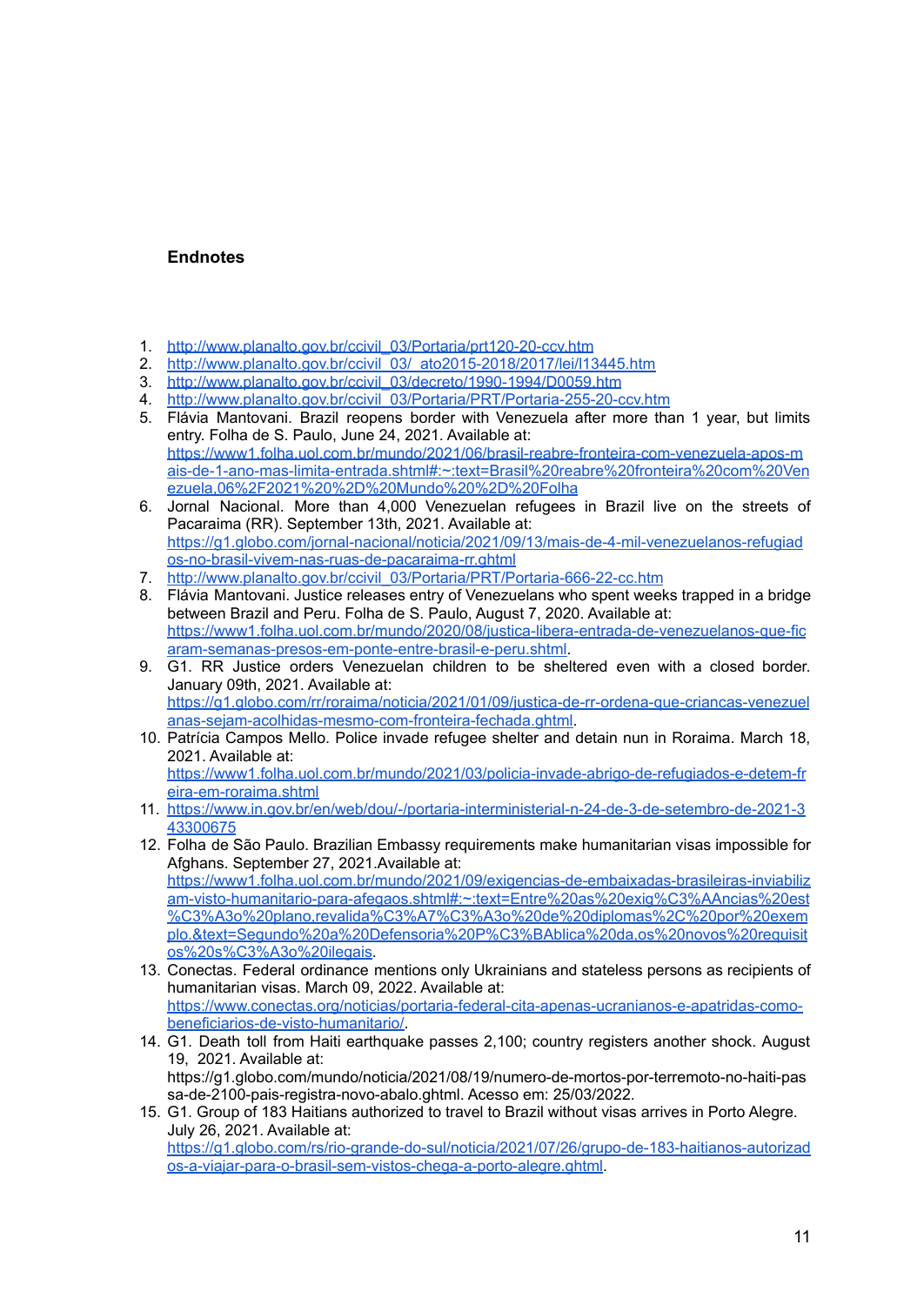## Endnotes

1. http://www.planalto.gov.br/ccivil_03/Portaria/prt120-20-ccv.htm
2. http://www.planalto.gov.br/ccivil_03/_ato2015-2018/2017/lei/l13445.htm
3. http://www.planalto.gov.br/ccivil_03/decreto/1990-1994/D0059.htm
4. http://www.planalto.gov.br/ccivil_03/Portaria/PRT/Portaria-255-20-ccv.htm
5. Flávia Mantovani. Brazil reopens border with Venezuela after more than 1 year, but limits entry. Folha de S. Paulo, June 24, 2021. Available at: https://www1.folha.uol.com.br/mundo/2021/06/brasil-reabre-fronteira-com-venezuela-apos-mais-de-1-ano-mas-limita-entrada.shtml#:~:text=Brasil%20reabre%20fronteira%20com%20Venezuela,06%2F2021%20%2D%20Mundo%20%2D%20Folha
6. Jornal Nacional. More than 4,000 Venezuelan refugees in Brazil live on the streets of Pacaraima (RR). September 13th, 2021. Available at: https://g1.globo.com/jornal-nacional/noticia/2021/09/13/mais-de-4-mil-venezuelanos-refugiados-no-brasil-vivem-nas-ruas-de-pacaraima-rr.ghtml
7. http://www.planalto.gov.br/ccivil_03/Portaria/PRT/Portaria-666-22-cc.htm
8. Flávia Mantovani. Justice releases entry of Venezuelans who spent weeks trapped in a bridge between Brazil and Peru. Folha de S. Paulo, August 7, 2020. Available at: https://www1.folha.uol.com.br/mundo/2020/08/justica-libera-entrada-de-venezuelanos-que-ficaram-semanas-presos-em-ponte-entre-brasil-e-peru.shtml.
9. G1. RR Justice orders Venezuelan children to be sheltered even with a closed border. January 09th, 2021. Available at: https://g1.globo.com/rr/roraima/noticia/2021/01/09/justica-de-rr-ordena-que-criancas-venezuelanas-sejam-acolhidas-mesmo-com-fronteira-fechada.ghtml.
10. Patrícia Campos Mello. Police invade refugee shelter and detain nun in Roraima. March 18, 2021. Available at: https://www1.folha.uol.com.br/mundo/2021/03/policia-invade-abrigo-de-refugiados-e-detem-freira-em-roraima.shtml
11. https://www.in.gov.br/en/web/dou/-/portaria-interministerial-n-24-de-3-de-setembro-de-2021-343300675
12. Folha de São Paulo. Brazilian Embassy requirements make humanitarian visas impossible for Afghans. September 27, 2021.Available at: https://www1.folha.uol.com.br/mundo/2021/09/exigencias-de-embaixadas-brasileiras-inviabilizam-visto-humanitario-para-afegaos.shtml#:~:text=Entre%20as%20exig%C3%AAncias%20est%C3%A3o%20plano,revalida%C3%A7%C3%A3o%20de%20diplomas%2C%20por%20exemplo.&text=Segundo%20a%20Defensoria%20P%C3%BAblica%20da,os%20novos%20requisitos%20s%C3%A3o%20ilegais.
13. Conectas. Federal ordinance mentions only Ukrainians and stateless persons as recipients of humanitarian visas. March 09, 2022. Available at: https://www.conectas.org/noticias/portaria-federal-cita-apenas-ucranianos-e-apatridas-como-beneficiarios-de-visto-humanitario/.
14. G1. Death toll from Haiti earthquake passes 2,100; country registers another shock. August 19, 2021. Available at: https://g1.globo.com/mundo/noticia/2021/08/19/numero-de-mortos-por-terremoto-no-haiti-passa-de-2100-pais-registra-novo-abalo.ghtml. Acesso em: 25/03/2022.
15. G1. Group of 183 Haitians authorized to travel to Brazil without visas arrives in Porto Alegre. July 26, 2021. Available at: https://g1.globo.com/rs/rio-grande-do-sul/noticia/2021/07/26/grupo-de-183-haitianos-autorizados-a-viajar-para-o-brasil-sem-vistos-chega-a-porto-alegre.ghtml.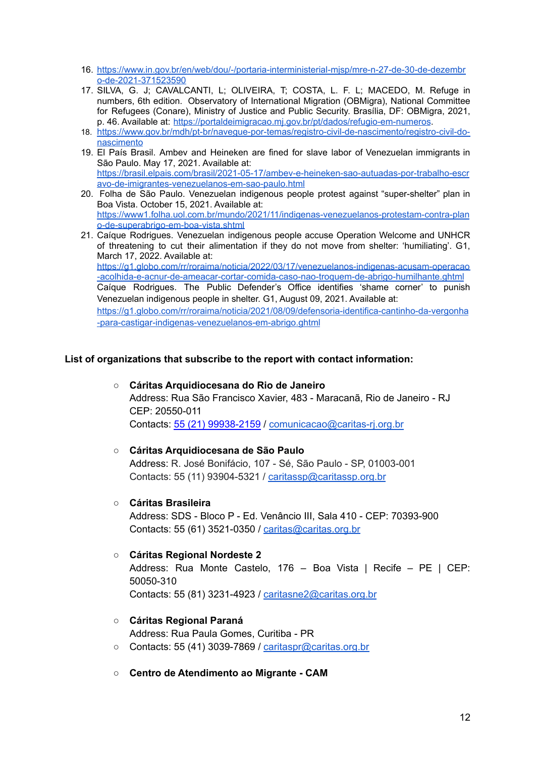16. https://www.in.gov.br/en/web/dou/-/portaria-interministerial-mjsp/mre-n-27-de-30-de-dezembro-de-2021-371523590
17. SILVA, G. J; CAVALCANTI, L; OLIVEIRA, T; COSTA, L. F. L; MACEDO, M. Refuge in numbers, 6th edition. Observatory of International Migration (OBMigra), National Committee for Refugees (Conare), Ministry of Justice and Public Security. Brasília, DF: OBMigra, 2021, p. 46. Available at: https://portaldeimigracao.mj.gov.br/pt/dados/refugio-em-numeros.
18. https://www.gov.br/mdh/pt-br/navegue-por-temas/registro-civil-de-nascimento/registro-civil-do-nascimento
19. El País Brasil. Ambev and Heineken are fined for slave labor of Venezuelan immigrants in São Paulo. May 17, 2021. Available at: https://brasil.elpais.com/brasil/2021-05-17/ambev-e-heineken-sao-autuadas-por-trabalho-escravo-de-imigrantes-venezuelanos-em-sao-paulo.html
20. Folha de São Paulo. Venezuelan indigenous people protest against "super-shelter" plan in Boa Vista. October 15, 2021. Available at: https://www1.folha.uol.com.br/mundo/2021/11/indigenas-venezuelanos-protestam-contra-plano-de-superabrigo-em-boa-vista.shtml
21. Caíque Rodrigues. Venezuelan indigenous people accuse Operation Welcome and UNHCR of threatening to cut their alimentation if they do not move from shelter: 'humiliating'. G1, March 17, 2022. Available at: https://g1.globo.com/rr/roraima/noticia/2022/03/17/venezuelanos-indigenas-acusam-operacao-acolhida-e-acnur-de-ameacar-cortar-comida-caso-nao-troquem-de-abrigo-humilhante.ghtml
    Caíque Rodrigues. The Public Defender's Office identifies 'shame corner' to punish Venezuelan indigenous people in shelter. G1, August 09, 2021. Available at: https://g1.globo.com/rr/roraima/noticia/2021/08/09/defensoria-identifica-cantinho-da-vergonha-para-castigar-indigenas-venezuelanos-em-abrigo.ghtml

**List of organizations that subscribe to the report with contact information:**

- **Cáritas Arquidiocesana do Rio de Janeiro**
  Address: Rua São Francisco Xavier, 483 - Maracanã, Rio de Janeiro - RJ
  CEP: 20550-011
  Contacts: 55 (21) 99938-2159 / comunicacao@caritas-rj.org.br

- **Cáritas Arquidiocesana de São Paulo**
  Address: R. José Bonifácio, 107 - Sé, São Paulo - SP, 01003-001
  Contacts: 55 (11) 93904-5321 / caritassp@caritassp.org.br

- **Cáritas Brasileira**
  Address: SDS - Bloco P - Ed. Venâncio III, Sala 410 - CEP: 70393-900
  Contacts: 55 (61) 3521-0350 / caritas@caritas.org.br

- **Cáritas Regional Nordeste 2**
  Address: Rua Monte Castelo, 176 – Boa Vista | Recife – PE | CEP: 50050-310
  Contacts: 55 (81) 3231-4923 / caritasne2@caritas.org.br

- **Cáritas Regional Paraná**
  Address: Rua Paula Gomes, Curitiba - PR
- Contacts: 55 (41) 3039-7869 / caritaspr@caritas.org.br

- **Centro de Atendimento ao Migrante - CAM**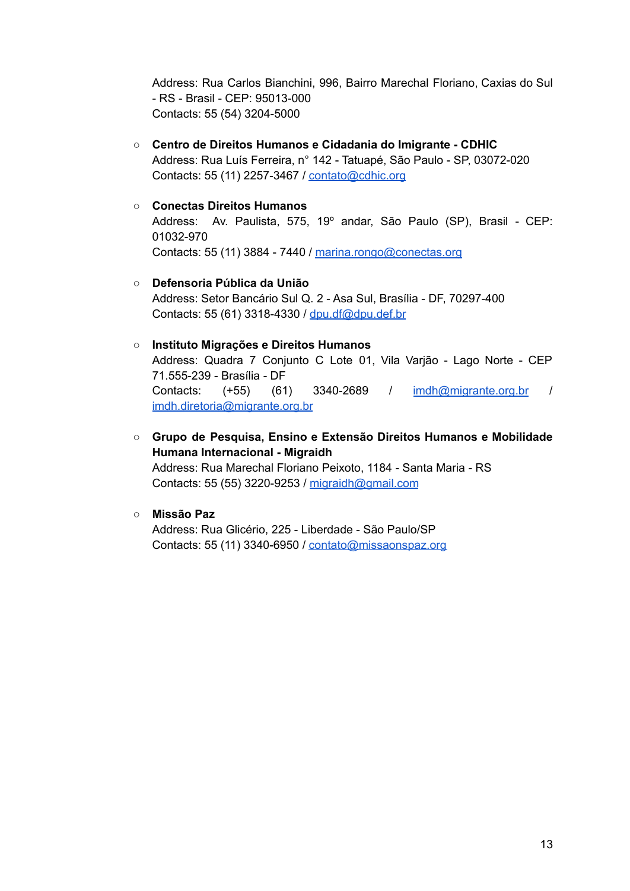Address: Rua Carlos Bianchini, 996, Bairro Marechal Floriano, Caxias do Sul - RS - Brasil - CEP: 95013-000
Contacts: 55 (54) 3204-5000

- **Centro de Direitos Humanos e Cidadania do Imigrante - CDHIC**
  Address: Rua Luís Ferreira, n° 142 - Tatuapé, São Paulo - SP, 03072-020
  Contacts: 55 (11) 2257-3467 / contato@cdhic.org

- **Conectas Direitos Humanos**
  Address: Av. Paulista, 575, 19º andar, São Paulo (SP), Brasil - CEP: 01032-970
  Contacts: 55 (11) 3884 - 7440 / marina.rongo@conectas.org

- **Defensoria Pública da União**
  Address: Setor Bancário Sul Q. 2 - Asa Sul, Brasília - DF, 70297-400
  Contacts: 55 (61) 3318-4330 / dpu.df@dpu.def.br

- **Instituto Migrações e Direitos Humanos**
  Address: Quadra 7 Conjunto C Lote 01, Vila Varjão - Lago Norte - CEP 71.555-239 - Brasília - DF
  Contacts: (+55) (61) 3340-2689 / imdh@migrante.org.br / imdh.diretoria@migrante.org.br

- **Grupo de Pesquisa, Ensino e Extensão Direitos Humanos e Mobilidade Humana Internacional - Migraidh**
  Address: Rua Marechal Floriano Peixoto, 1184 - Santa Maria - RS
  Contacts: 55 (55) 3220-9253 / migraidh@gmail.com

- **Missão Paz**
  Address: Rua Glicério, 225 - Liberdade - São Paulo/SP
  Contacts: 55 (11) 3340-6950 / contato@missaonspaz.org